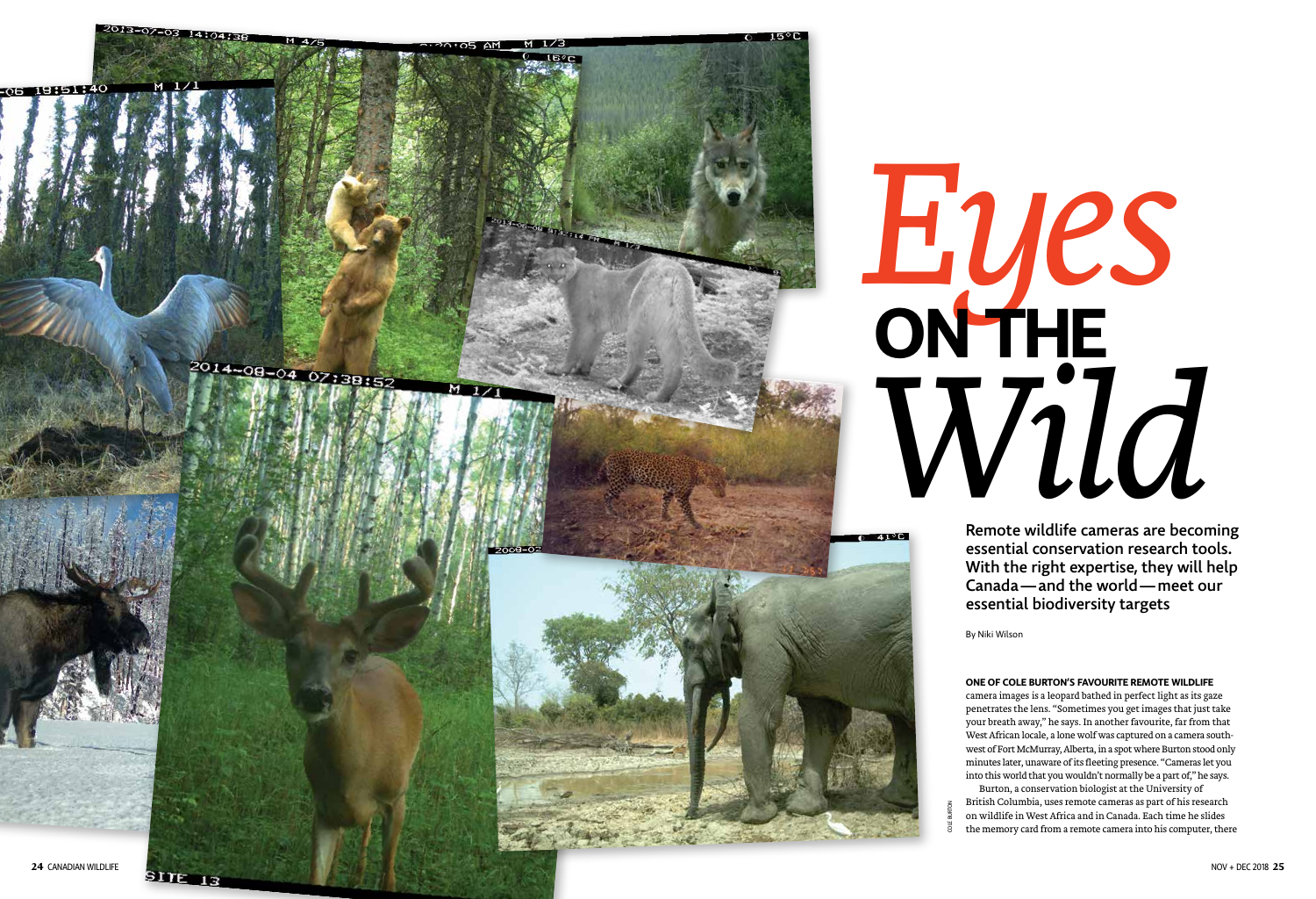# *Eyes* ON THE *Wild*

**Remote wildlife cameras are becoming essential conservation research tools. With the right expertise, they will help Canada—and the world—meet our essential biodiversity targets**

By Niki Wilson

**ONE OF COLE BURTON'S FAVOURITE REMOTE WILDLIFE** camera images is a leopard bathed in perfect light as its gaze penetrates the lens. "Sometimes you get images that just take your breath away," he says. In another favourite, far from that West African locale, a lone wolf was captured on a camera south-west of Fort McMurray, Alberta, in a spot where Burton stood only minutes later, unaware of its fleeting presence. "Cameras let you into this world that you wouldn't normally be a part of," he says.

Burton, a conservation biologist at the University of British Columbia, uses remote cameras as part of his research on wildlife in West Africa and in Canada. Each time he slides the memory card from a remote camera into his computer, there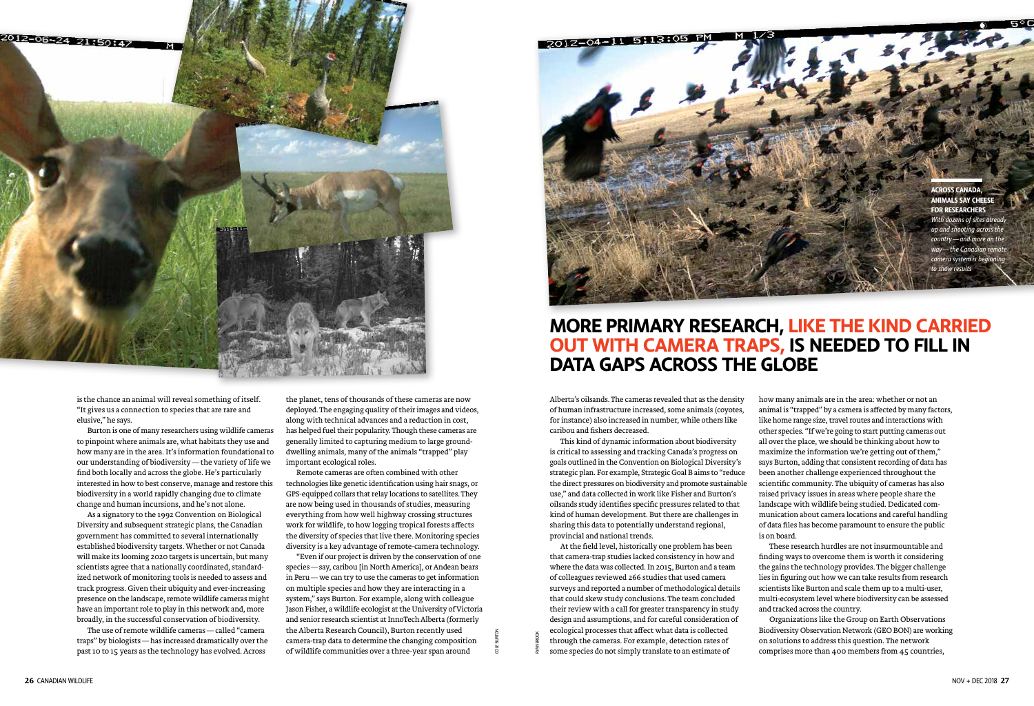is the chance an animal will reveal something of itself. "It gives us a connection to species that are rare and elusive," he says.

Burton is one of many researchers using wildlife cameras to pinpoint where animals are, what habitats they use and how many are in the area. It's information foundational to our understanding of biodiversity — the variety of life we find both locally and across the globe. He's particularly interested in how to best conserve, manage and restore this biodiversity in a world rapidly changing due to climate change and human incursions, and he's not alone.

As a signatory to the 1992 Convention on Biological Diversity and subsequent strategic plans, the Canadian government has committed to several internationally established biodiversity targets. Whether or not Canada will make its looming 2020 targets is uncertain, but many scientists agree that a nationally coordinated, standardized network of monitoring tools is needed to assess and track progress. Given their ubiquity and ever-increasing presence on the landscape, remote wildlife cameras might have an important role to play in this network and, more broadly, in the successful conservation of biodiversity.

The use of remote wildlife cameras — called "camera traps" by biologists — has increased dramatically over the past 10 to 15 years as the technology has evolved. Across the planet, tens of thousands of these cameras are now deployed. The engaging quality of their images and videos, along with technical advances and a reduction in cost, has helped fuel their popularity. Though these cameras are generally limited to capturing medium to large ground-dwelling animals, many of the animals "trapped" play important ecological roles.

Remote cameras are often combined with other technologies like genetic identification using hair snags, or GPS-equipped collars that relay locations to satellites. They are now being used in thousands of studies, measuring everything from how well highway crossing structures work for wildlife, to how logging tropical forests affects the diversity of species that live there. Monitoring species diversity is a key advantage of remote-camera technology.

"Even if our project is driven by the conservation of one species — say, caribou [in North America], or Andean bears in Peru — we can try to use the cameras to get information on multiple species and how they are interacting in a system," says Burton. For example, along with colleague Jason Fisher, a wildlife ecologist at the University of Victoria and senior research scientist at InnoTech Alberta (formerly the Alberta Research Council), Burton recently used camera-trap data to determine the changing composition of wildlife communities over a three-year span around

**ACROSS CANADA, ANIMALS SAY CHEESE FOR RESEARCHERS**
*With dozens of sites already up and shooting across the country — and more on the way — the Canadian remote camera system is beginning to show results*

## MORE PRIMARY RESEARCH, LIKE THE KIND CARRIED OUT WITH CAMERA TRAPS, IS NEEDED TO FILL IN DATA GAPS ACROSS THE GLOBE

Alberta's oilsands. The cameras revealed that as the density of human infrastructure increased, some animals (coyotes, for instance) also increased in number, while others like caribou and fishers decreased.

This kind of dynamic information about biodiversity is critical to assessing and tracking Canada's progress on goals outlined in the Convention on Biological Diversity's strategic plan. For example, Strategic Goal B aims to "reduce the direct pressures on biodiversity and promote sustainable use," and data collected in work like Fisher and Burton's oilsands study identifies specific pressures related to that kind of human development. But there are challenges in sharing this data to potentially understand regional, provincial and national trends.

At the field level, historically one problem has been that camera-trap studies lacked consistency in how and where the data was collected. In 2015, Burton and a team of colleagues reviewed 266 studies that used camera surveys and reported a number of methodological details that could skew study conclusions. The team concluded their review with a call for greater transparency in study design and assumptions, and for careful consideration of ecological processes that affect what data is collected through the cameras. For example, detection rates of some species do not simply translate to an estimate of how many animals are in the area: whether or not an animal is "trapped" by a camera is affected by many factors, like home range size, travel routes and interactions with other species. "If we're going to start putting cameras out all over the place, we should be thinking about how to maximize the information we're getting out of them," says Burton, adding that consistent recording of data has been another challenge experienced throughout the scientific community. The ubiquity of cameras has also raised privacy issues in areas where people share the landscape with wildlife being studied. Dedicated communication about camera locations and careful handling of data files has become paramount to ensure the public is on board.

These research hurdles are not insurmountable and finding ways to overcome them is worth it considering the gains the technology provides. The bigger challenge lies in figuring out how we can take results from research scientists like Burton and scale them up to a multi-user, multi-ecosystem level where biodiversity can be assessed and tracked across the country.

Organizations like the Group on Earth Observations Biodiversity Observation Network (GEO BON) are working on solutions to address this question. The network comprises more than 400 members from 45 countries,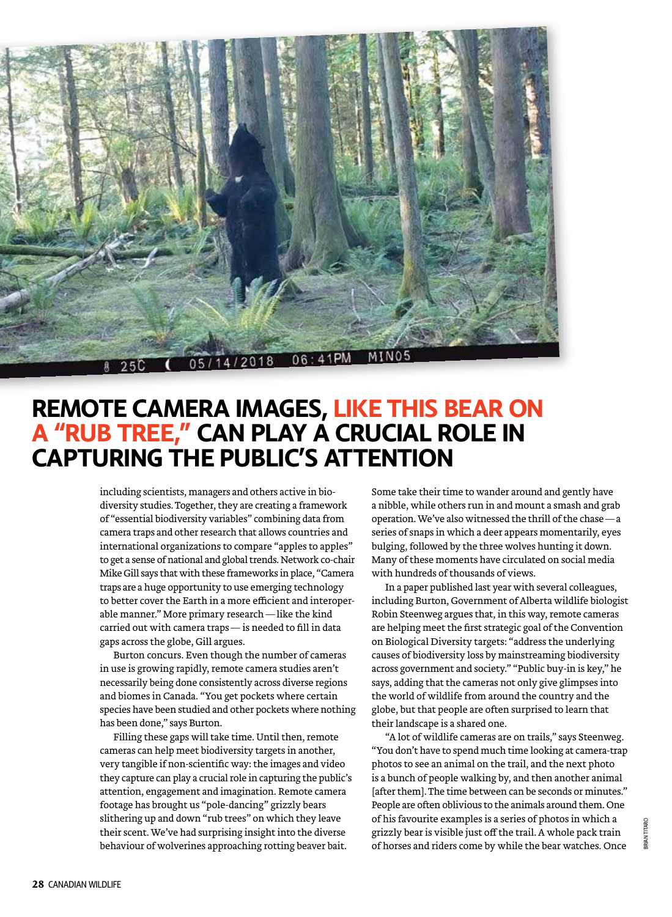## REMOTE CAMERA IMAGES, LIKE THIS BEAR ON A "RUB TREE," CAN PLAY A CRUCIAL ROLE IN CAPTURING THE PUBLIC'S ATTENTION

including scientists, managers and others active in biodiversity studies. Together, they are creating a framework of "essential biodiversity variables" combining data from camera traps and other research that allows countries and international organizations to compare "apples to apples" to get a sense of national and global trends. Network co-chair Mike Gill says that with these frameworks in place, "Camera traps are a huge opportunity to use emerging technology to better cover the Earth in a more efficient and interoperable manner." More primary research — like the kind carried out with camera traps — is needed to fill in data gaps across the globe, Gill argues.

Burton concurs. Even though the number of cameras in use is growing rapidly, remote camera studies aren't necessarily being done consistently across diverse regions and biomes in Canada. "You get pockets where certain species have been studied and other pockets where nothing has been done," says Burton.

Filling these gaps will take time. Until then, remote cameras can help meet biodiversity targets in another, very tangible if non-scientific way: the images and video they capture can play a crucial role in capturing the public's attention, engagement and imagination. Remote camera footage has brought us "pole-dancing" grizzly bears slithering up and down "rub trees" on which they leave their scent. We've had surprising insight into the diverse behaviour of wolverines approaching rotting beaver bait. Some take their time to wander around and gently have a nibble, while others run in and mount a smash and grab operation. We've also witnessed the thrill of the chase — a series of snaps in which a deer appears momentarily, eyes bulging, followed by the three wolves hunting it down. Many of these moments have circulated on social media with hundreds of thousands of views.

In a paper published last year with several colleagues, including Burton, Government of Alberta wildlife biologist Robin Steenweg argues that, in this way, remote cameras are helping meet the first strategic goal of the Convention on Biological Diversity targets: "address the underlying causes of biodiversity loss by mainstreaming biodiversity across government and society." "Public buy-in is key," he says, adding that the cameras not only give glimpses into the world of wildlife from around the country and the globe, but that people are often surprised to learn that their landscape is a shared one.

"A lot of wildlife cameras are on trails," says Steenweg. "You don't have to spend much time looking at camera-trap photos to see an animal on the trail, and the next photo is a bunch of people walking by, and then another animal [after them]. The time between can be seconds or minutes." People are often oblivious to the animals around them. One of his favourite examples is a series of photos in which a grizzly bear is visible just off the trail. A whole pack train of horses and riders come by while the bear watches. Once

BRIAN TITARO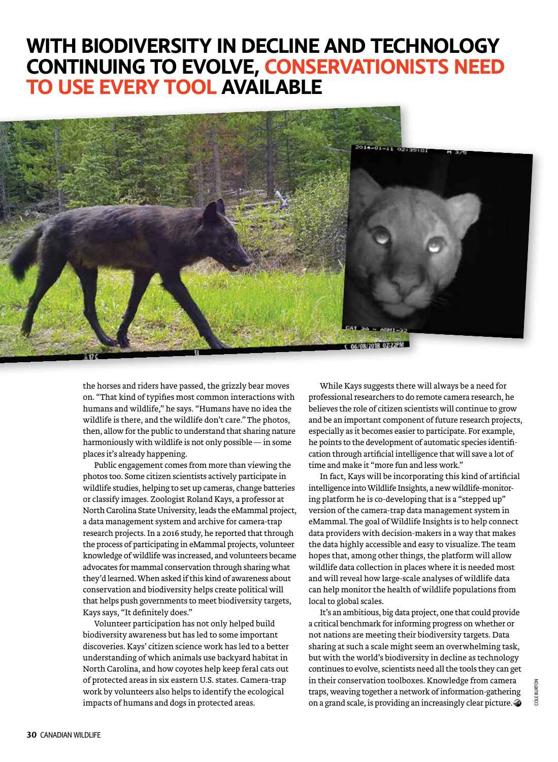# WITH BIODIVERSITY IN DECLINE AND TECHNOLOGY CONTINUING TO EVOLVE, CONSERVATIONISTS NEED TO USE EVERY TOOL AVAILABLE

the horses and riders have passed, the grizzly bear moves on. "That kind of typifies most common interactions with humans and wildlife," he says. "Humans have no idea the wildlife is there, and the wildlife don't care." The photos, then, allow for the public to understand that sharing nature harmoniously with wildlife is not only possible — in some places it's already happening.

Public engagement comes from more than viewing the photos too. Some citizen scientists actively participate in wildlife studies, helping to set up cameras, change batteries or classify images. Zoologist Roland Kays, a professor at North Carolina State University, leads the eMammal project, a data management system and archive for camera-trap research projects. In a 2016 study, he reported that through the process of participating in eMammal projects, volunteer knowledge of wildlife was increased, and volunteers became advocates for mammal conservation through sharing what they'd learned. When asked if this kind of awareness about conservation and biodiversity helps create political will that helps push governments to meet biodiversity targets, Kays says, "It definitely does."

Volunteer participation has not only helped build biodiversity awareness but has led to some important discoveries. Kays' citizen science work has led to a better understanding of which animals use backyard habitat in North Carolina, and how coyotes help keep feral cats out of protected areas in six eastern U.S. states. Camera-trap work by volunteers also helps to identify the ecological impacts of humans and dogs in protected areas.

While Kays suggests there will always be a need for professional researchers to do remote camera research, he believes the role of citizen scientists will continue to grow and be an important component of future research projects, especially as it becomes easier to participate. For example, he points to the development of automatic species identification through artificial intelligence that will save a lot of time and make it "more fun and less work."

In fact, Kays will be incorporating this kind of artificial intelligence into Wildlife Insights, a new wildlife-monitoring platform he is co-developing that is a "stepped up" version of the camera-trap data management system in eMammal. The goal of Wildlife Insights is to help connect data providers with decision-makers in a way that makes the data highly accessible and easy to visualize. The team hopes that, among other things, the platform will allow wildlife data collection in places where it is needed most and will reveal how large-scale analyses of wildlife data can help monitor the health of wildlife populations from local to global scales.

It's an ambitious, big data project, one that could provide a critical benchmark for informing progress on whether or not nations are meeting their biodiversity targets. Data sharing at such a scale might seem an overwhelming task, but with the world's biodiversity in decline as technology continues to evolve, scientists need all the tools they can get in their conservation toolboxes. Knowledge from camera traps, weaving together a network of information-gathering on a grand scale, is providing an increasingly clear picture.

COLE BURTON